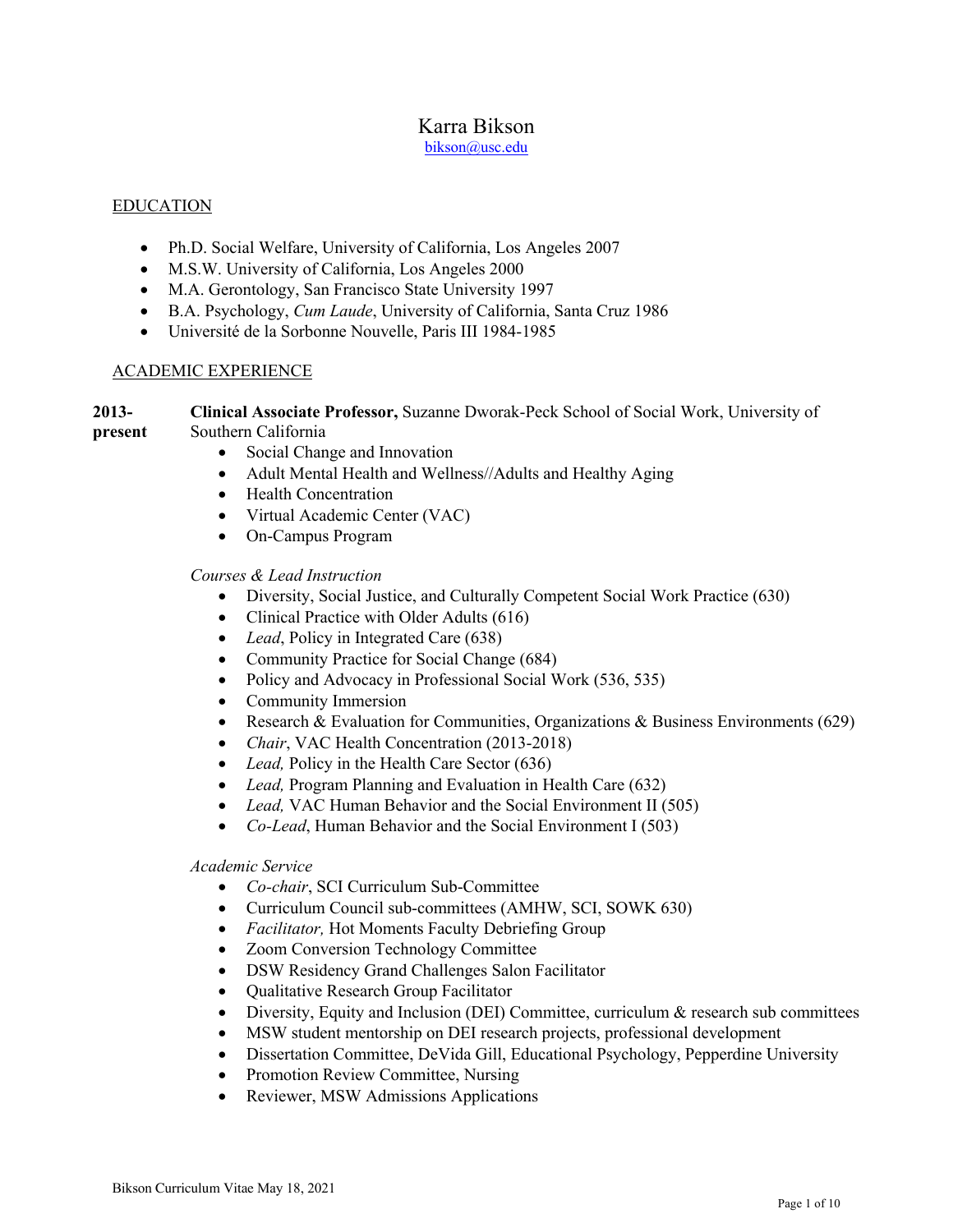# Karra Bikson

bikson@usc.edu

## EDUCATION

- Ph.D. Social Welfare, University of California, Los Angeles 2007
- M.S.W. University of California, Los Angeles 2000
- M.A. Gerontology, San Francisco State University 1997
- B.A. Psychology, *Cum Laude*, University of California, Santa Cruz 1986
- Université de la Sorbonne Nouvelle, Paris III 1984-1985

## ACADEMIC EXPERIENCE

**2013-present** **Clinical Associate Professor,** Suzanne Dworak-Peck School of Social Work, University of Southern California

- Social Change and Innovation
- Adult Mental Health and Wellness//Adults and Healthy Aging
- Health Concentration
- Virtual Academic Center (VAC)
- On-Campus Program

*Courses & Lead Instruction*

- Diversity, Social Justice, and Culturally Competent Social Work Practice (630)
- Clinical Practice with Older Adults (616)
- *Lead*, Policy in Integrated Care (638)
- Community Practice for Social Change (684)
- Policy and Advocacy in Professional Social Work (536, 535)
- Community Immersion
- Research & Evaluation for Communities, Organizations & Business Environments (629)
- *Chair*, VAC Health Concentration (2013-2018)
- *Lead,* Policy in the Health Care Sector (636)
- *Lead,* Program Planning and Evaluation in Health Care (632)
- *Lead,* VAC Human Behavior and the Social Environment II (505)
- *Co-Lead*, Human Behavior and the Social Environment I (503)

*Academic Service*

- *Co-chair*, SCI Curriculum Sub-Committee
- Curriculum Council sub-committees (AMHW, SCI, SOWK 630)
- *Facilitator,* Hot Moments Faculty Debriefing Group
- Zoom Conversion Technology Committee
- DSW Residency Grand Challenges Salon Facilitator
- Qualitative Research Group Facilitator
- Diversity, Equity and Inclusion (DEI) Committee, curriculum & research sub committees
- MSW student mentorship on DEI research projects, professional development
- Dissertation Committee, DeVida Gill, Educational Psychology, Pepperdine University
- Promotion Review Committee, Nursing
- Reviewer, MSW Admissions Applications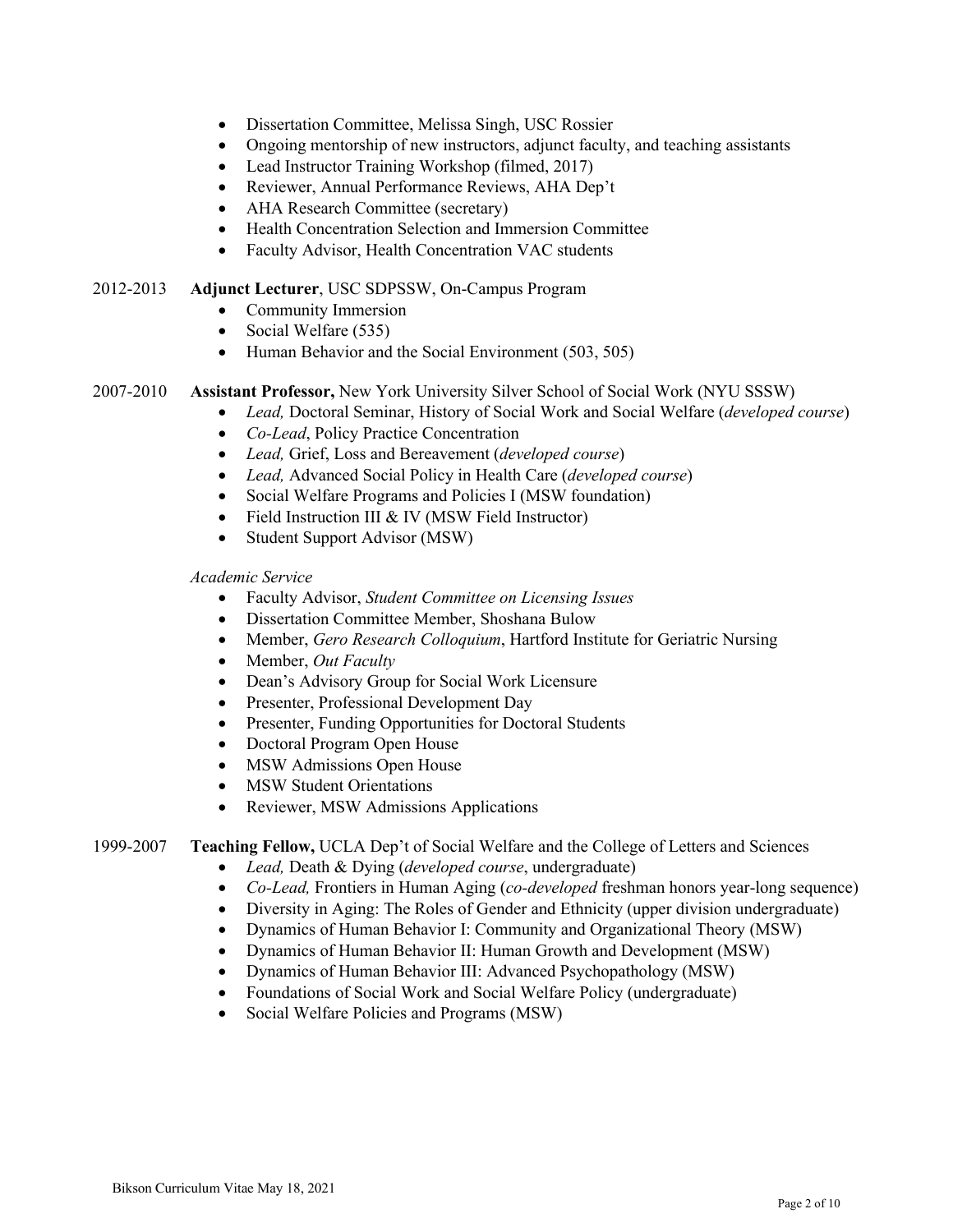- Dissertation Committee, Melissa Singh, USC Rossier
- Ongoing mentorship of new instructors, adjunct faculty, and teaching assistants
- Lead Instructor Training Workshop (filmed, 2017)
- Reviewer, Annual Performance Reviews, AHA Dep't
- AHA Research Committee (secretary)
- Health Concentration Selection and Immersion Committee
- Faculty Advisor, Health Concentration VAC students

2012-2013 **Adjunct Lecturer**, USC SDPSSW, On-Campus Program

- Community Immersion
- Social Welfare (535)
- Human Behavior and the Social Environment (503, 505)

2007-2010 **Assistant Professor,** New York University Silver School of Social Work (NYU SSSW)

- *Lead,* Doctoral Seminar, History of Social Work and Social Welfare (*developed course*)
- *Co-Lead*, Policy Practice Concentration
- *Lead,* Grief, Loss and Bereavement (*developed course*)
- *Lead,* Advanced Social Policy in Health Care (*developed course*)
- Social Welfare Programs and Policies I (MSW foundation)
- Field Instruction III & IV (MSW Field Instructor)
- Student Support Advisor (MSW)

*Academic Service*

- Faculty Advisor, *Student Committee on Licensing Issues*
- Dissertation Committee Member, Shoshana Bulow
- Member, *Gero Research Colloquium*, Hartford Institute for Geriatric Nursing
- Member, *Out Faculty*
- Dean's Advisory Group for Social Work Licensure
- Presenter, Professional Development Day
- Presenter, Funding Opportunities for Doctoral Students
- Doctoral Program Open House
- MSW Admissions Open House
- MSW Student Orientations
- Reviewer, MSW Admissions Applications

1999-2007 **Teaching Fellow,** UCLA Dep't of Social Welfare and the College of Letters and Sciences

- *Lead,* Death & Dying (*developed course*, undergraduate)
- *Co-Lead,* Frontiers in Human Aging (*co-developed* freshman honors year-long sequence)
- Diversity in Aging: The Roles of Gender and Ethnicity (upper division undergraduate)
- Dynamics of Human Behavior I: Community and Organizational Theory (MSW)
- Dynamics of Human Behavior II: Human Growth and Development (MSW)
- Dynamics of Human Behavior III: Advanced Psychopathology (MSW)
- Foundations of Social Work and Social Welfare Policy (undergraduate)
- Social Welfare Policies and Programs (MSW)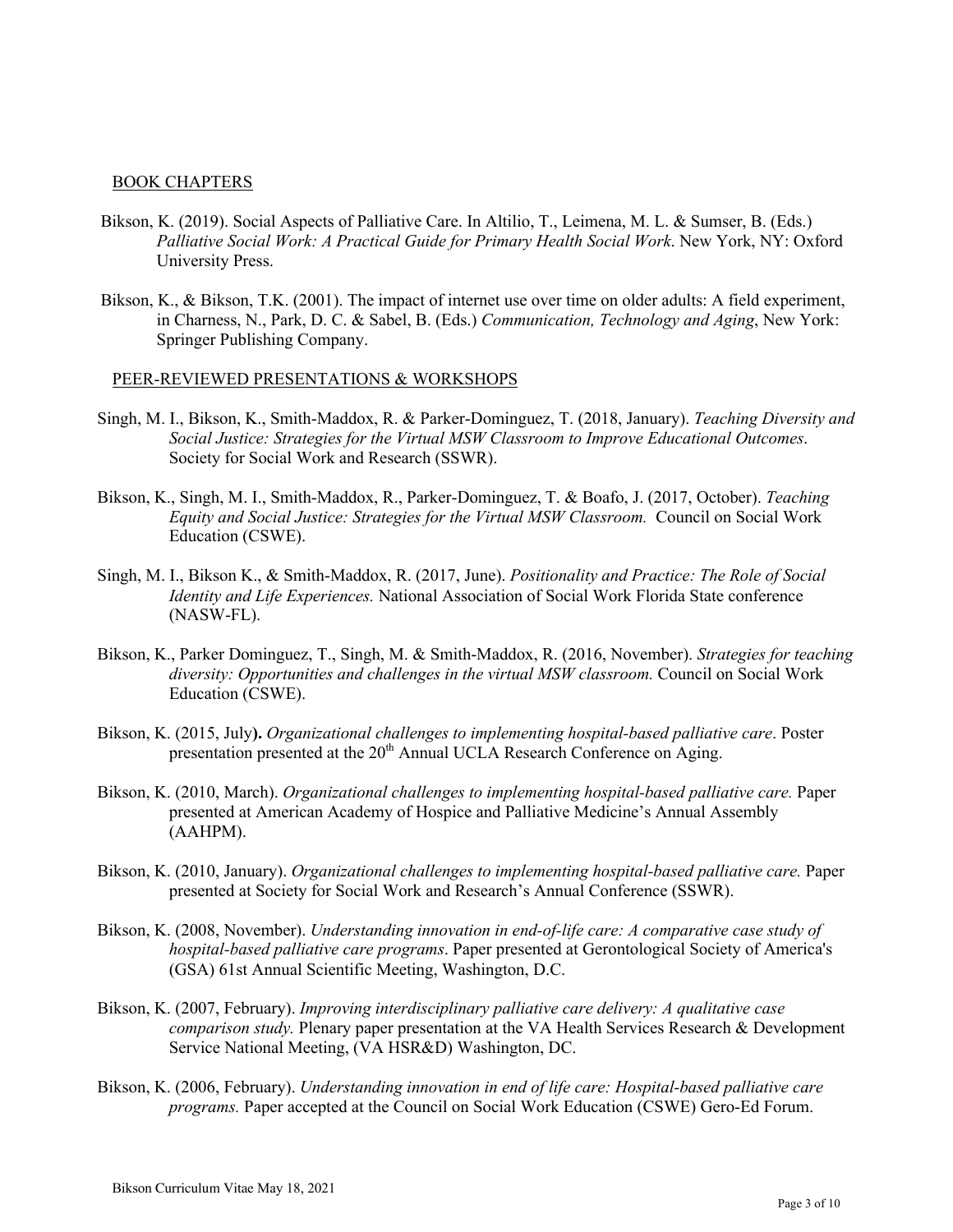## BOOK CHAPTERS

Bikson, K. (2019). Social Aspects of Palliative Care. In Altilio, T., Leimena, M. L. & Sumser, B. (Eds.) *Palliative Social Work: A Practical Guide for Primary Health Social Work*. New York, NY: Oxford University Press.

Bikson, K., & Bikson, T.K. (2001). The impact of internet use over time on older adults: A field experiment, in Charness, N., Park, D. C. & Sabel, B. (Eds.) *Communication, Technology and Aging*, New York: Springer Publishing Company.

## PEER-REVIEWED PRESENTATIONS & WORKSHOPS

Singh, M. I., Bikson, K., Smith-Maddox, R. & Parker-Dominguez, T. (2018, January). *Teaching Diversity and Social Justice: Strategies for the Virtual MSW Classroom to Improve Educational Outcomes*. Society for Social Work and Research (SSWR).

Bikson, K., Singh, M. I., Smith-Maddox, R., Parker-Dominguez, T. & Boafo, J. (2017, October). *Teaching Equity and Social Justice: Strategies for the Virtual MSW Classroom.* Council on Social Work Education (CSWE).

Singh, M. I., Bikson K., & Smith-Maddox, R. (2017, June). *Positionality and Practice: The Role of Social Identity and Life Experiences.* National Association of Social Work Florida State conference (NASW-FL).

Bikson, K., Parker Dominguez, T., Singh, M. & Smith-Maddox, R. (2016, November). *Strategies for teaching diversity: Opportunities and challenges in the virtual MSW classroom.* Council on Social Work Education (CSWE).

Bikson, K. (2015, July**).** *Organizational challenges to implementing hospital-based palliative care*. Poster presentation presented at the 20th Annual UCLA Research Conference on Aging.

Bikson, K. (2010, March). *Organizational challenges to implementing hospital-based palliative care.* Paper presented at American Academy of Hospice and Palliative Medicine's Annual Assembly (AAHPM).

Bikson, K. (2010, January). *Organizational challenges to implementing hospital-based palliative care.* Paper presented at Society for Social Work and Research's Annual Conference (SSWR).

Bikson, K. (2008, November). *Understanding innovation in end-of-life care: A comparative case study of hospital-based palliative care programs*. Paper presented at Gerontological Society of America's (GSA) 61st Annual Scientific Meeting, Washington, D.C.

Bikson, K. (2007, February). *Improving interdisciplinary palliative care delivery: A qualitative case comparison study.* Plenary paper presentation at the VA Health Services Research & Development Service National Meeting, (VA HSR&D) Washington, DC.

Bikson, K. (2006, February). *Understanding innovation in end of life care: Hospital-based palliative care programs.* Paper accepted at the Council on Social Work Education (CSWE) Gero-Ed Forum.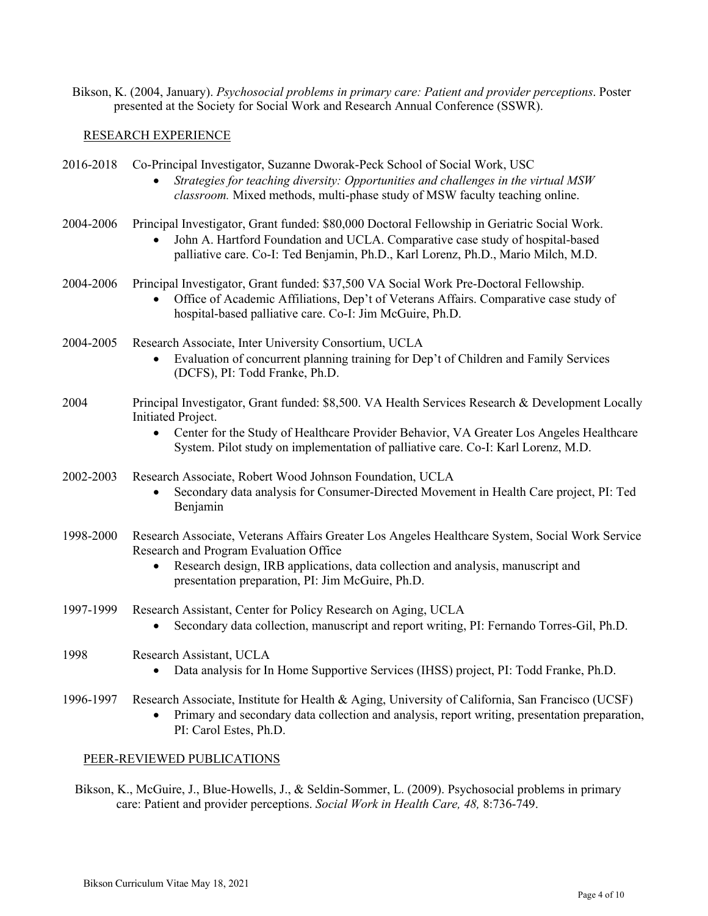Bikson, K. (2004, January). *Psychosocial problems in primary care: Patient and provider perceptions*. Poster presented at the Society for Social Work and Research Annual Conference (SSWR).

## RESEARCH EXPERIENCE

2016-2018 Co-Principal Investigator, Suzanne Dworak-Peck School of Social Work, USC

- *Strategies for teaching diversity: Opportunities and challenges in the virtual MSW classroom.* Mixed methods, multi-phase study of MSW faculty teaching online.

2004-2006 Principal Investigator, Grant funded: $80,000 Doctoral Fellowship in Geriatric Social Work.

- John A. Hartford Foundation and UCLA. Comparative case study of hospital-based palliative care. Co-I: Ted Benjamin, Ph.D., Karl Lorenz, Ph.D., Mario Milch, M.D.

2004-2006 Principal Investigator, Grant funded: $37,500 VA Social Work Pre-Doctoral Fellowship.

- Office of Academic Affiliations, Dep't of Veterans Affairs. Comparative case study of hospital-based palliative care. Co-I: Jim McGuire, Ph.D.

2004-2005 Research Associate, Inter University Consortium, UCLA

- Evaluation of concurrent planning training for Dep't of Children and Family Services (DCFS), PI: Todd Franke, Ph.D.

2004 Principal Investigator, Grant funded: $8,500. VA Health Services Research & Development Locally Initiated Project.

- Center for the Study of Healthcare Provider Behavior, VA Greater Los Angeles Healthcare System. Pilot study on implementation of palliative care. Co-I: Karl Lorenz, M.D.

2002-2003 Research Associate, Robert Wood Johnson Foundation, UCLA

- Secondary data analysis for Consumer-Directed Movement in Health Care project, PI: Ted Benjamin

1998-2000 Research Associate, Veterans Affairs Greater Los Angeles Healthcare System, Social Work Service Research and Program Evaluation Office

- Research design, IRB applications, data collection and analysis, manuscript and presentation preparation, PI: Jim McGuire, Ph.D.

1997-1999 Research Assistant, Center for Policy Research on Aging, UCLA

- Secondary data collection, manuscript and report writing, PI: Fernando Torres-Gil, Ph.D.

1998 Research Assistant, UCLA

- Data analysis for In Home Supportive Services (IHSS) project, PI: Todd Franke, Ph.D.

1996-1997 Research Associate, Institute for Health & Aging, University of California, San Francisco (UCSF)

- Primary and secondary data collection and analysis, report writing, presentation preparation, PI: Carol Estes, Ph.D.

## PEER-REVIEWED PUBLICATIONS

Bikson, K., McGuire, J., Blue-Howells, J., & Seldin-Sommer, L. (2009). Psychosocial problems in primary care: Patient and provider perceptions. *Social Work in Health Care, 48,* 8:736-749.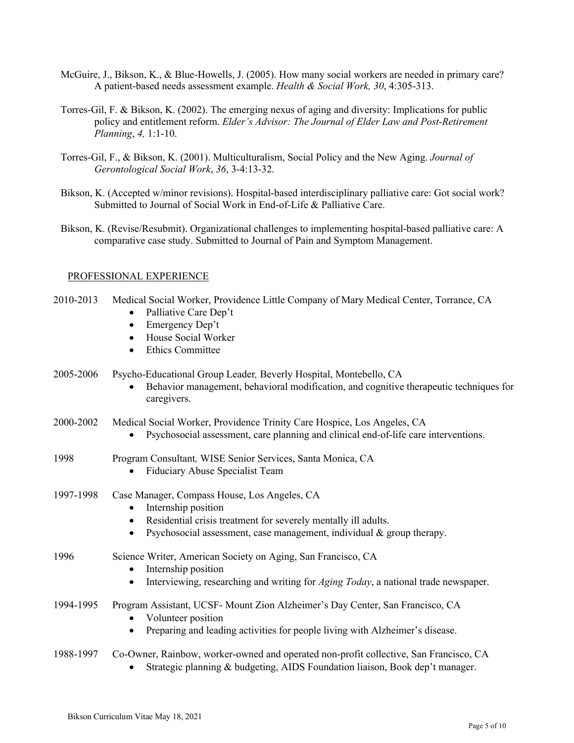McGuire, J., Bikson, K., & Blue-Howells, J. (2005). How many social workers are needed in primary care? A patient-based needs assessment example. *Health & Social Work, 30*, 4:305-313.

Torres-Gil, F. & Bikson, K. (2002). The emerging nexus of aging and diversity: Implications for public policy and entitlement reform. *Elder's Advisor: The Journal of Elder Law and Post-Retirement Planning*, *4,* 1:1-10.

Torres-Gil, F., & Bikson, K. (2001). Multiculturalism, Social Policy and the New Aging. *Journal of Gerontological Social Work*, *36*, 3-4:13-32.

Bikson, K. (Accepted w/minor revisions). Hospital-based interdisciplinary palliative care: Got social work? Submitted to Journal of Social Work in End-of-Life & Palliative Care.

Bikson, K. (Revise/Resubmit). Organizational challenges to implementing hospital-based palliative care: A comparative case study. Submitted to Journal of Pain and Symptom Management.

## PROFESSIONAL EXPERIENCE

2010-2013 Medical Social Worker, Providence Little Company of Mary Medical Center, Torrance, CA
- Palliative Care Dep't
- Emergency Dep't
- House Social Worker
- Ethics Committee

2005-2006 Psycho-Educational Group Leader*,* Beverly Hospital, Montebello, CA
- Behavior management, behavioral modification, and cognitive therapeutic techniques for caregivers.

2000-2002 Medical Social Worker, Providence Trinity Care Hospice, Los Angeles, CA
- Psychosocial assessment, care planning and clinical end-of-life care interventions.

1998 Program Consultant*,* WISE Senior Services, Santa Monica, CA
- Fiduciary Abuse Specialist Team

1997-1998 Case Manager, Compass House, Los Angeles, CA
- Internship position
- Residential crisis treatment for severely mentally ill adults.
- Psychosocial assessment, case management, individual & group therapy.

1996 Science Writer, American Society on Aging, San Francisco, CA
- Internship position
- Interviewing, researching and writing for *Aging Today*, a national trade newspaper.

1994-1995 Program Assistant, UCSF- Mount Zion Alzheimer's Day Center, San Francisco, CA
- Volunteer position
- Preparing and leading activities for people living with Alzheimer's disease.

1988-1997 Co-Owner, Rainbow, worker-owned and operated non-profit collective, San Francisco, CA
- Strategic planning & budgeting, AIDS Foundation liaison, Book dep't manager.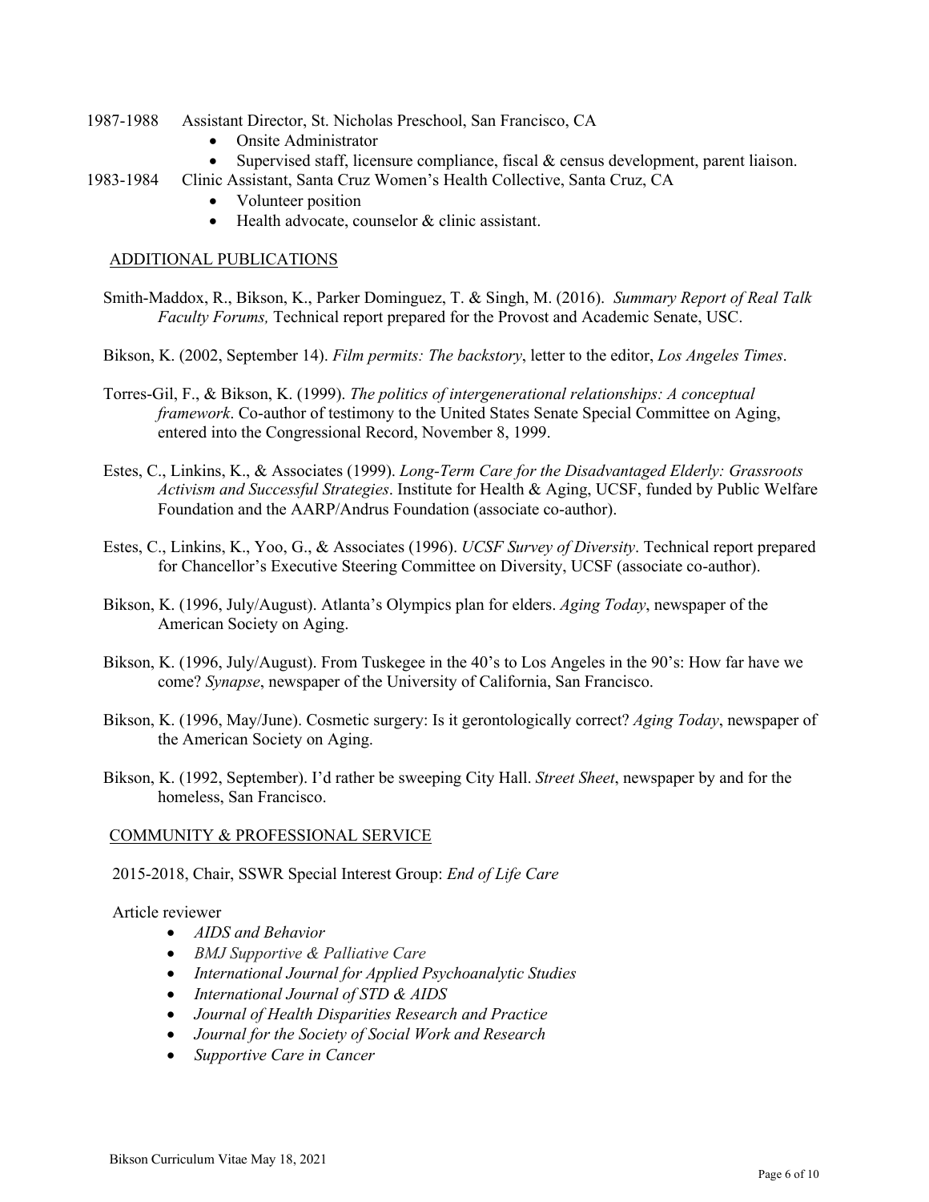1987-1988 Assistant Director, St. Nicholas Preschool, San Francisco, CA

- Onsite Administrator
- Supervised staff, licensure compliance, fiscal & census development, parent liaison.

1983-1984 Clinic Assistant, Santa Cruz Women's Health Collective, Santa Cruz, CA

- Volunteer position
- Health advocate, counselor & clinic assistant.

## ADDITIONAL PUBLICATIONS

Smith-Maddox, R., Bikson, K., Parker Dominguez, T. & Singh, M. (2016). *Summary Report of Real Talk Faculty Forums,* Technical report prepared for the Provost and Academic Senate, USC.

Bikson, K. (2002, September 14). *Film permits: The backstory*, letter to the editor, *Los Angeles Times*.

Torres-Gil, F., & Bikson, K. (1999). *The politics of intergenerational relationships: A conceptual framework*. Co-author of testimony to the United States Senate Special Committee on Aging, entered into the Congressional Record, November 8, 1999.

Estes, C., Linkins, K., & Associates (1999). *Long-Term Care for the Disadvantaged Elderly: Grassroots Activism and Successful Strategies*. Institute for Health & Aging, UCSF, funded by Public Welfare Foundation and the AARP/Andrus Foundation (associate co-author).

Estes, C., Linkins, K., Yoo, G., & Associates (1996). *UCSF Survey of Diversity*. Technical report prepared for Chancellor's Executive Steering Committee on Diversity, UCSF (associate co-author).

Bikson, K. (1996, July/August). Atlanta's Olympics plan for elders. *Aging Today*, newspaper of the American Society on Aging.

Bikson, K. (1996, July/August). From Tuskegee in the 40's to Los Angeles in the 90's: How far have we come? *Synapse*, newspaper of the University of California, San Francisco.

Bikson, K. (1996, May/June). Cosmetic surgery: Is it gerontologically correct? *Aging Today*, newspaper of the American Society on Aging.

Bikson, K. (1992, September). I'd rather be sweeping City Hall. *Street Sheet*, newspaper by and for the homeless, San Francisco.

## COMMUNITY & PROFESSIONAL SERVICE

2015-2018, Chair, SSWR Special Interest Group: *End of Life Care*

Article reviewer

- *AIDS and Behavior*
- *BMJ Supportive & Palliative Care*
- *International Journal for Applied Psychoanalytic Studies*
- *International Journal of STD & AIDS*
- *Journal of Health Disparities Research and Practice*
- *Journal for the Society of Social Work and Research*
- *Supportive Care in Cancer*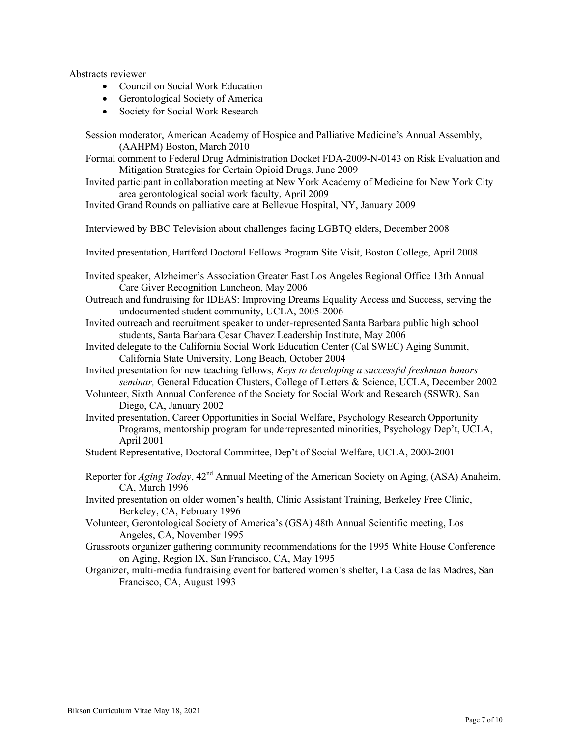Abstracts reviewer

- Council on Social Work Education
- Gerontological Society of America
- Society for Social Work Research

Session moderator, American Academy of Hospice and Palliative Medicine's Annual Assembly, (AAHPM) Boston, March 2010

Formal comment to Federal Drug Administration Docket FDA-2009-N-0143 on Risk Evaluation and Mitigation Strategies for Certain Opioid Drugs, June 2009

Invited participant in collaboration meeting at New York Academy of Medicine for New York City area gerontological social work faculty, April 2009

Invited Grand Rounds on palliative care at Bellevue Hospital, NY, January 2009

Interviewed by BBC Television about challenges facing LGBTQ elders, December 2008

Invited presentation, Hartford Doctoral Fellows Program Site Visit, Boston College, April 2008

Invited speaker, Alzheimer's Association Greater East Los Angeles Regional Office 13th Annual Care Giver Recognition Luncheon, May 2006

Outreach and fundraising for IDEAS: Improving Dreams Equality Access and Success, serving the undocumented student community, UCLA, 2005-2006

Invited outreach and recruitment speaker to under-represented Santa Barbara public high school students, Santa Barbara Cesar Chavez Leadership Institute, May 2006

Invited delegate to the California Social Work Education Center (Cal SWEC) Aging Summit, California State University, Long Beach, October 2004

Invited presentation for new teaching fellows, *Keys to developing a successful freshman honors seminar,* General Education Clusters, College of Letters & Science, UCLA, December 2002

Volunteer, Sixth Annual Conference of the Society for Social Work and Research (SSWR), San Diego, CA, January 2002

Invited presentation, Career Opportunities in Social Welfare, Psychology Research Opportunity Programs, mentorship program for underrepresented minorities, Psychology Dep't, UCLA, April 2001

Student Representative, Doctoral Committee, Dep't of Social Welfare, UCLA, 2000-2001

Reporter for *Aging Today*, 42nd Annual Meeting of the American Society on Aging, (ASA) Anaheim, CA, March 1996

Invited presentation on older women's health, Clinic Assistant Training, Berkeley Free Clinic, Berkeley, CA, February 1996

Volunteer, Gerontological Society of America's (GSA) 48th Annual Scientific meeting, Los Angeles, CA, November 1995

Grassroots organizer gathering community recommendations for the 1995 White House Conference on Aging, Region IX, San Francisco, CA, May 1995

Organizer, multi-media fundraising event for battered women's shelter, La Casa de las Madres, San Francisco, CA, August 1993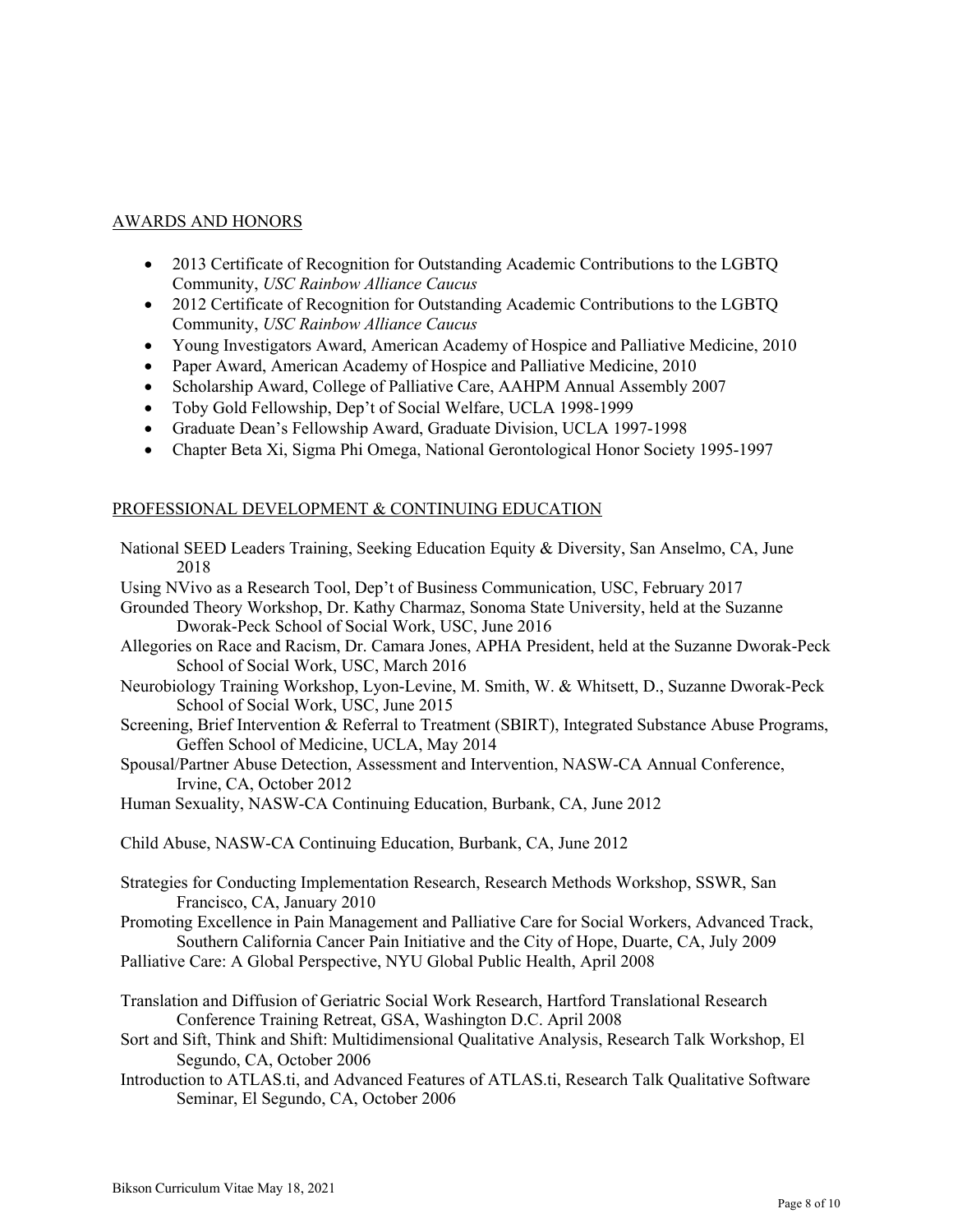## AWARDS AND HONORS

- 2013 Certificate of Recognition for Outstanding Academic Contributions to the LGBTQ Community, *USC Rainbow Alliance Caucus*
- 2012 Certificate of Recognition for Outstanding Academic Contributions to the LGBTQ Community, *USC Rainbow Alliance Caucus*
- Young Investigators Award, American Academy of Hospice and Palliative Medicine, 2010
- Paper Award, American Academy of Hospice and Palliative Medicine, 2010
- Scholarship Award, College of Palliative Care, AAHPM Annual Assembly 2007
- Toby Gold Fellowship, Dep't of Social Welfare, UCLA 1998-1999
- Graduate Dean's Fellowship Award, Graduate Division, UCLA 1997-1998
- Chapter Beta Xi, Sigma Phi Omega, National Gerontological Honor Society 1995-1997

## PROFESSIONAL DEVELOPMENT & CONTINUING EDUCATION

National SEED Leaders Training, Seeking Education Equity & Diversity, San Anselmo, CA, June 2018

Using NVivo as a Research Tool, Dep't of Business Communication, USC, February 2017

Grounded Theory Workshop, Dr. Kathy Charmaz, Sonoma State University, held at the Suzanne Dworak-Peck School of Social Work, USC, June 2016

Allegories on Race and Racism, Dr. Camara Jones, APHA President, held at the Suzanne Dworak-Peck School of Social Work, USC, March 2016

Neurobiology Training Workshop, Lyon-Levine, M. Smith, W. & Whitsett, D., Suzanne Dworak-Peck School of Social Work, USC, June 2015

Screening, Brief Intervention & Referral to Treatment (SBIRT), Integrated Substance Abuse Programs, Geffen School of Medicine, UCLA, May 2014

Spousal/Partner Abuse Detection, Assessment and Intervention, NASW-CA Annual Conference, Irvine, CA, October 2012

Human Sexuality, NASW-CA Continuing Education, Burbank, CA, June 2012

Child Abuse, NASW-CA Continuing Education, Burbank, CA, June 2012

Strategies for Conducting Implementation Research, Research Methods Workshop, SSWR, San Francisco, CA, January 2010

Promoting Excellence in Pain Management and Palliative Care for Social Workers, Advanced Track, Southern California Cancer Pain Initiative and the City of Hope, Duarte, CA, July 2009

Palliative Care: A Global Perspective, NYU Global Public Health, April 2008

Translation and Diffusion of Geriatric Social Work Research, Hartford Translational Research Conference Training Retreat, GSA, Washington D.C. April 2008

Sort and Sift, Think and Shift: Multidimensional Qualitative Analysis, Research Talk Workshop, El Segundo, CA, October 2006

Introduction to ATLAS.ti, and Advanced Features of ATLAS.ti, Research Talk Qualitative Software Seminar, El Segundo, CA, October 2006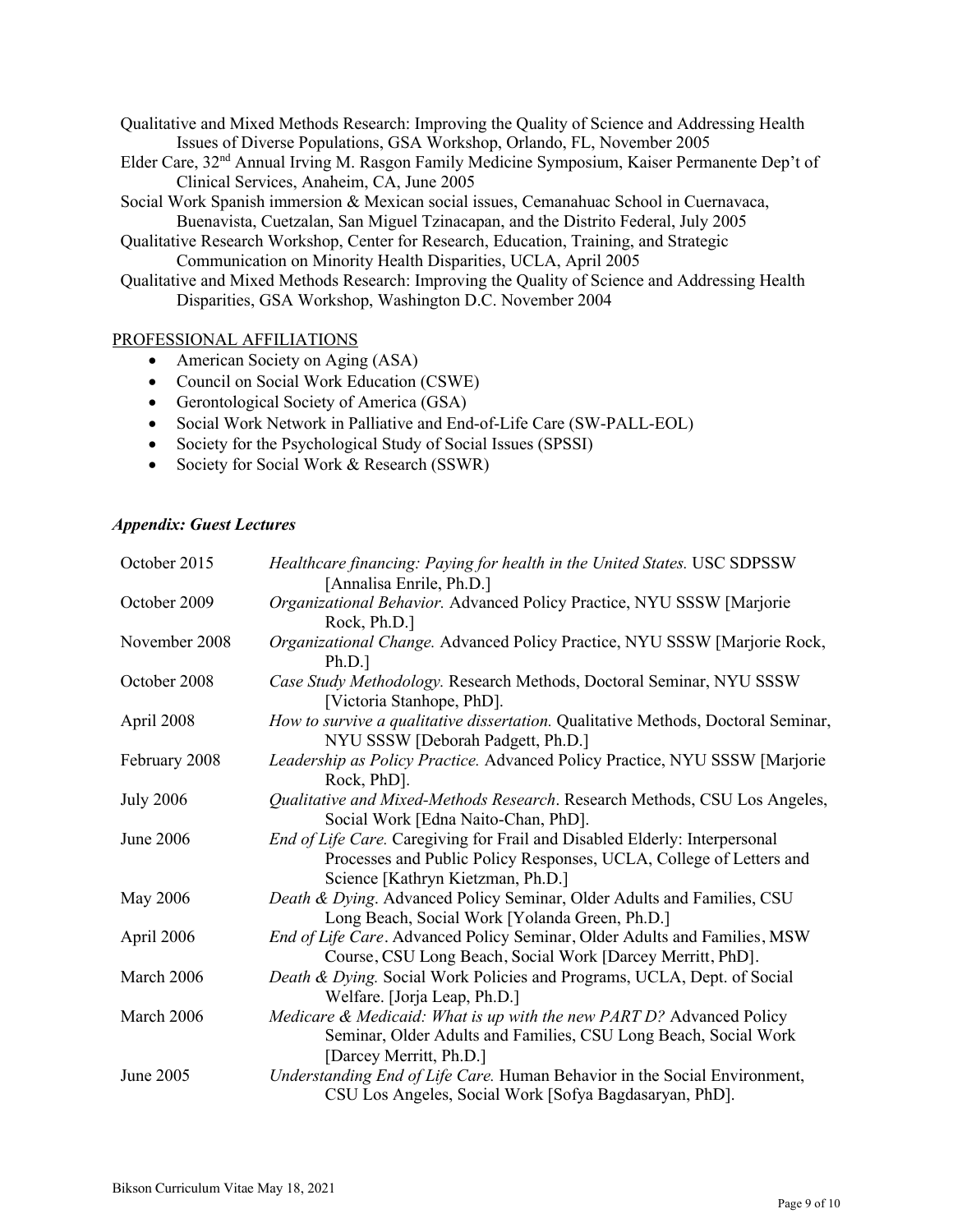Qualitative and Mixed Methods Research: Improving the Quality of Science and Addressing Health Issues of Diverse Populations, GSA Workshop, Orlando, FL, November 2005

Elder Care, 32nd Annual Irving M. Rasgon Family Medicine Symposium, Kaiser Permanente Dep't of Clinical Services, Anaheim, CA, June 2005

Social Work Spanish immersion & Mexican social issues, Cemanahuac School in Cuernavaca, Buenavista, Cuetzalan, San Miguel Tzinacapan, and the Distrito Federal, July 2005

Qualitative Research Workshop, Center for Research, Education, Training, and Strategic Communication on Minority Health Disparities, UCLA, April 2005

Qualitative and Mixed Methods Research: Improving the Quality of Science and Addressing Health Disparities, GSA Workshop, Washington D.C. November 2004

## PROFESSIONAL AFFILIATIONS

- American Society on Aging (ASA)
- Council on Social Work Education (CSWE)
- Gerontological Society of America (GSA)
- Social Work Network in Palliative and End-of-Life Care (SW-PALL-EOL)
- Society for the Psychological Study of Social Issues (SPSSI)
- Society for Social Work & Research (SSWR)

### *Appendix: Guest Lectures*

| | |
|---|---|
| October 2015 | *Healthcare financing: Paying for health in the United States.* USC SDPSSW [Annalisa Enrile, Ph.D.] |
| October 2009 | *Organizational Behavior.* Advanced Policy Practice, NYU SSSW [Marjorie Rock, Ph.D.] |
| November 2008 | *Organizational Change.* Advanced Policy Practice, NYU SSSW [Marjorie Rock, Ph.D.] |
| October 2008 | *Case Study Methodology.* Research Methods, Doctoral Seminar, NYU SSSW [Victoria Stanhope, PhD]. |
| April 2008 | *How to survive a qualitative dissertation.* Qualitative Methods, Doctoral Seminar, NYU SSSW [Deborah Padgett, Ph.D.] |
| February 2008 | *Leadership as Policy Practice.* Advanced Policy Practice, NYU SSSW [Marjorie Rock, PhD]. |
| July 2006 | *Qualitative and Mixed-Methods Research*. Research Methods, CSU Los Angeles, Social Work [Edna Naito-Chan, PhD]. |
| June 2006 | *End of Life Care.* Caregiving for Frail and Disabled Elderly: Interpersonal Processes and Public Policy Responses, UCLA, College of Letters and Science [Kathryn Kietzman, Ph.D.] |
| May 2006 | *Death & Dying*. Advanced Policy Seminar, Older Adults and Families, CSU Long Beach, Social Work [Yolanda Green, Ph.D.] |
| April 2006 | *End of Life Care*. Advanced Policy Seminar, Older Adults and Families, MSW Course, CSU Long Beach, Social Work [Darcey Merritt, PhD]. |
| March 2006 | *Death & Dying.* Social Work Policies and Programs, UCLA, Dept. of Social Welfare. [Jorja Leap, Ph.D.] |
| March 2006 | *Medicare & Medicaid: What is up with the new PART D?* Advanced Policy Seminar, Older Adults and Families, CSU Long Beach, Social Work [Darcey Merritt, Ph.D.] |
| June 2005 | *Understanding End of Life Care.* Human Behavior in the Social Environment, CSU Los Angeles, Social Work [Sofya Bagdasaryan, PhD]. |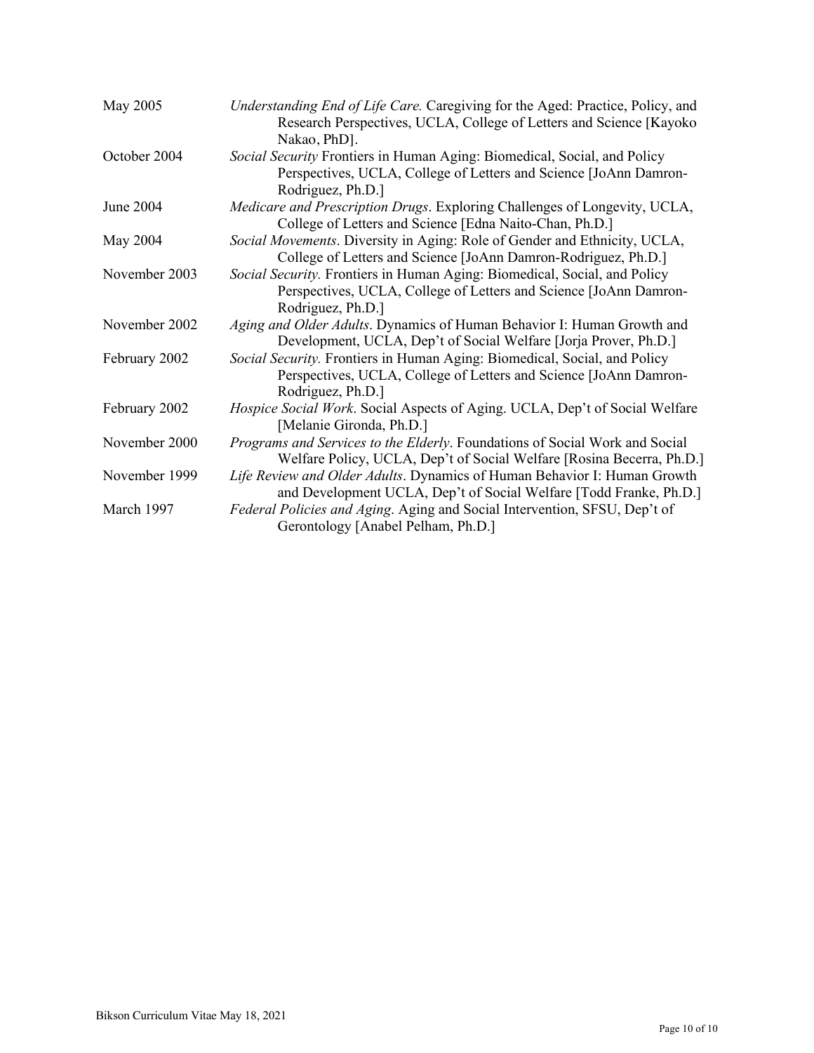| | |
|---|---|
| May 2005 | *Understanding End of Life Care.* Caregiving for the Aged: Practice, Policy, and Research Perspectives, UCLA, College of Letters and Science [Kayoko Nakao, PhD]. |
| October 2004 | *Social Security* Frontiers in Human Aging: Biomedical, Social, and Policy Perspectives, UCLA, College of Letters and Science [JoAnn Damron-Rodriguez, Ph.D.] |
| June 2004 | *Medicare and Prescription Drugs*. Exploring Challenges of Longevity, UCLA, College of Letters and Science [Edna Naito-Chan, Ph.D.] |
| May 2004 | *Social Movements*. Diversity in Aging: Role of Gender and Ethnicity, UCLA, College of Letters and Science [JoAnn Damron-Rodriguez, Ph.D.] |
| November 2003 | *Social Security.* Frontiers in Human Aging: Biomedical, Social, and Policy Perspectives, UCLA, College of Letters and Science [JoAnn Damron-Rodriguez, Ph.D.] |
| November 2002 | *Aging and Older Adults*. Dynamics of Human Behavior I: Human Growth and Development, UCLA, Dep't of Social Welfare [Jorja Prover, Ph.D.] |
| February 2002 | *Social Security.* Frontiers in Human Aging: Biomedical, Social, and Policy Perspectives, UCLA, College of Letters and Science [JoAnn Damron-Rodriguez, Ph.D.] |
| February 2002 | *Hospice Social Work*. Social Aspects of Aging. UCLA, Dep't of Social Welfare [Melanie Gironda, Ph.D.] |
| November 2000 | *Programs and Services to the Elderly*. Foundations of Social Work and Social Welfare Policy, UCLA, Dep't of Social Welfare [Rosina Becerra, Ph.D.] |
| November 1999 | *Life Review and Older Adults*. Dynamics of Human Behavior I: Human Growth and Development UCLA, Dep't of Social Welfare [Todd Franke, Ph.D.] |
| March 1997 | *Federal Policies and Aging*. Aging and Social Intervention, SFSU, Dep't of Gerontology [Anabel Pelham, Ph.D.] |